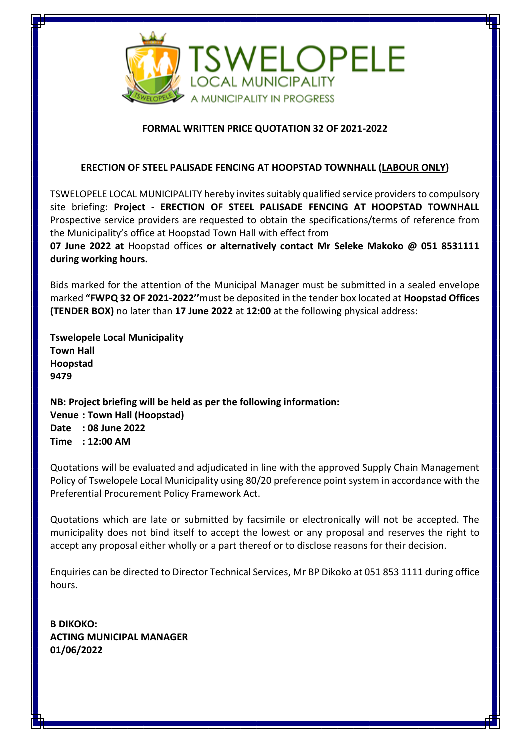TSWELOPELE LOCAL MUNICIPALITY
A MUNICIPALITY IN PROGRESS

## FORMAL WRITTEN PRICE QUOTATION 32 OF 2021-2022

## ERECTION OF STEEL PALISADE FENCING AT HOOPSTAD TOWNHALL (LABOUR ONLY)

TSWELOPELE LOCAL MUNICIPALITY hereby invites suitably qualified service providers to compulsory site briefing: **Project** - **ERECTION OF STEEL PALISADE FENCING AT HOOPSTAD TOWNHALL** Prospective service providers are requested to obtain the specifications/terms of reference from the Municipality's office at Hoopstad Town Hall with effect from **07 June 2022 at** Hoopstad offices **or alternatively contact Mr Seleke Makoko @ 051 8531111 during working hours.**

Bids marked for the attention of the Municipal Manager must be submitted in a sealed envelope marked **"FWPQ 32 OF 2021-2022''**must be deposited in the tender box located at **Hoopstad Offices (TENDER BOX)** no later than **17 June 2022** at **12:00** at the following physical address:

**Tswelopele Local Municipality**
**Town Hall**
**Hoopstad**
**9479**

**NB: Project briefing will be held as per the following information:**
**Venue : Town Hall (Hoopstad)**
**Date : 08 June 2022**
**Time : 12:00 AM**

Quotations will be evaluated and adjudicated in line with the approved Supply Chain Management Policy of Tswelopele Local Municipality using 80/20 preference point system in accordance with the Preferential Procurement Policy Framework Act.

Quotations which are late or submitted by facsimile or electronically will not be accepted. The municipality does not bind itself to accept the lowest or any proposal and reserves the right to accept any proposal either wholly or a part thereof or to disclose reasons for their decision.

Enquiries can be directed to Director Technical Services, Mr BP Dikoko at 051 853 1111 during office hours.

**B DIKOKO:**
**ACTING MUNICIPAL MANAGER**
**01/06/2022**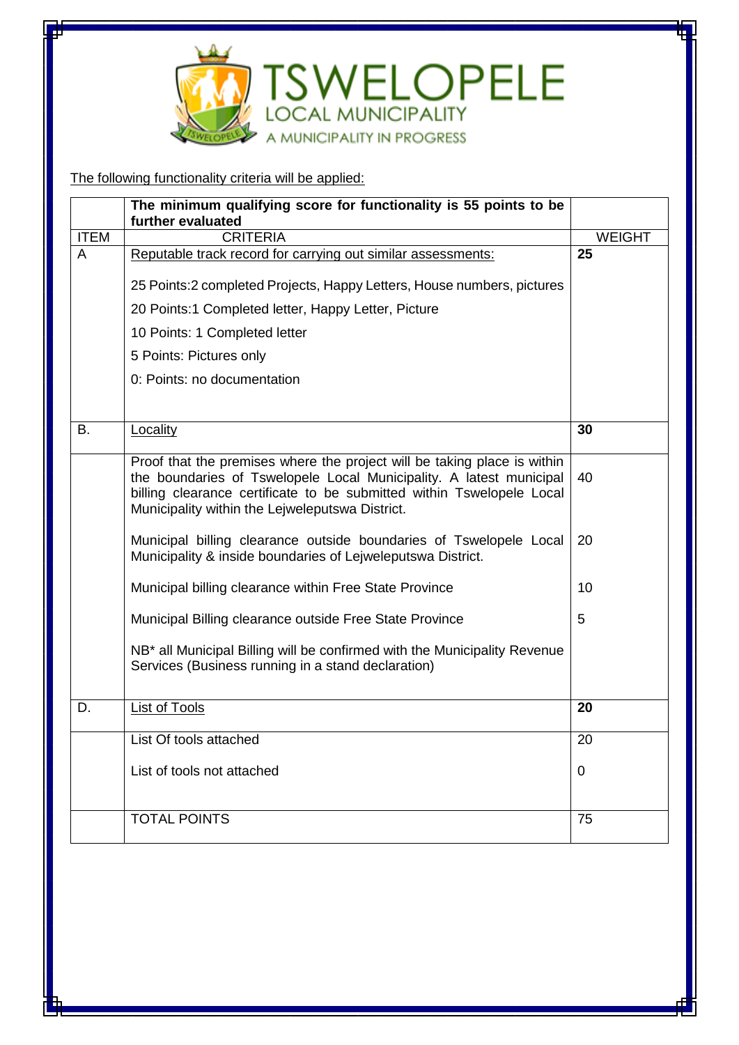The following functionality criteria will be applied:

| | **The minimum qualifying score for functionality is 55 points to be further evaluated** | |
|---|---|---|
| ITEM | CRITERIA | WEIGHT |
| A | Reputable track record for carrying out similar assessments:<br><br>25 Points:2 completed Projects, Happy Letters, House numbers, pictures<br>20 Points:1 Completed letter, Happy Letter, Picture<br>10 Points: 1 Completed letter<br>5 Points: Pictures only<br>0: Points: no documentation | **25** |
| B. | Locality | **30** |
| | Proof that the premises where the project will be taking place is within the boundaries of Tswelopele Local Municipality. A latest municipal billing clearance certificate to be submitted within Tswelopele Local Municipality within the Lejweleputswa District. | 40 |
| | Municipal billing clearance outside boundaries of Tswelopele Local Municipality & inside boundaries of Lejweleputswa District. | 20 |
| | Municipal billing clearance within Free State Province | 10 |
| | Municipal Billing clearance outside Free State Province | 5 |
| | NB* all Municipal Billing will be confirmed with the Municipality Revenue Services (Business running in a stand declaration) | |
| D. | List of Tools | **20** |
| | List Of tools attached | 20 |
| | List of tools not attached | 0 |
| | TOTAL POINTS | 75 |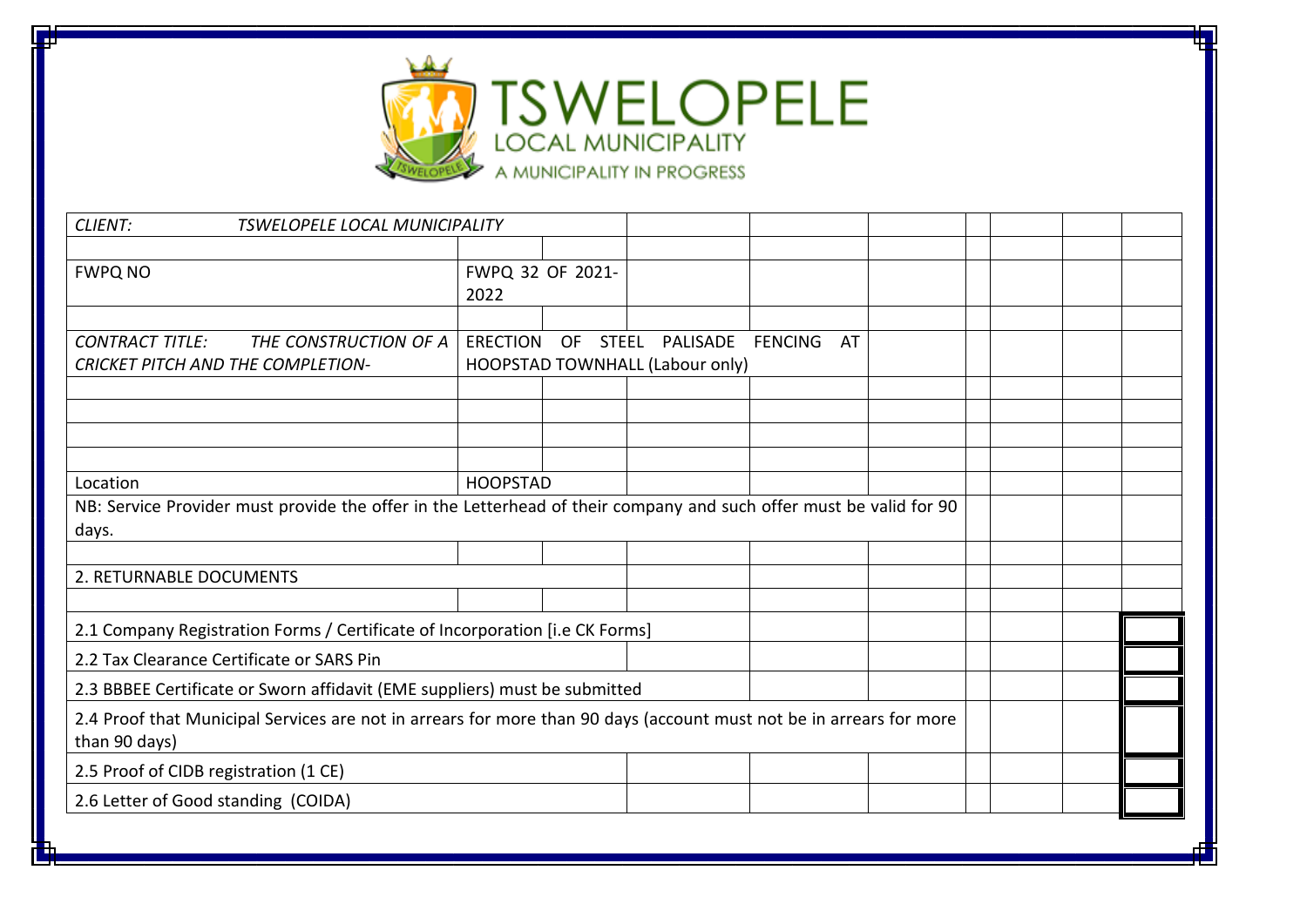**TSWELOPELE**
LOCAL MUNICIPALITY
A MUNICIPALITY IN PROGRESS

| | |
|---|---|
| *CLIENT: TSWELOPELE LOCAL MUNICIPALITY* | |
| FWPQ NO | FWPQ 32 OF 2021-2022 |
| *CONTRACT TITLE: THE CONSTRUCTION OF A CRICKET PITCH AND THE COMPLETION-* | ERECTION OF STEEL PALISADE FENCING AT HOOPSTAD TOWNHALL (Labour only) |
| Location | HOOPSTAD |

NB: Service Provider must provide the offer in the Letterhead of their company and such offer must be valid for 90 days.

2. RETURNABLE DOCUMENTS

| Document | |
|---|---|
| 2.1 Company Registration Forms / Certificate of Incorporation [i.e CK Forms] | |
| 2.2 Tax Clearance Certificate or SARS Pin | |
| 2.3 BBBEE Certificate or Sworn affidavit (EME suppliers) must be submitted | |
| 2.4 Proof that Municipal Services are not in arrears for more than 90 days (account must not be in arrears for more than 90 days) | |
| 2.5 Proof of CIDB registration (1 CE) | |
| 2.6 Letter of Good standing (COIDA) | |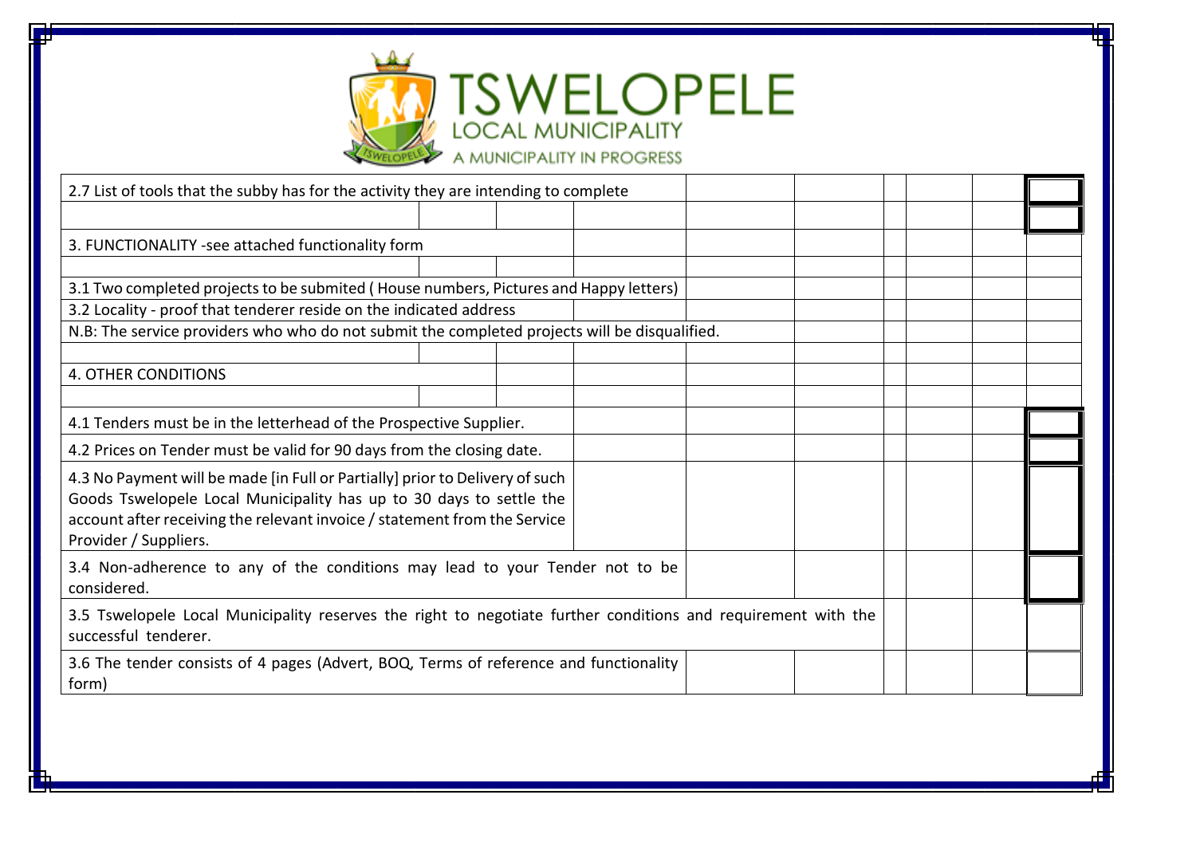# TSWELOPELE

LOCAL MUNICIPALITY

A MUNICIPALITY IN PROGRESS

2.7 List of tools that the subby has for the activity they are intending to complete

3. FUNCTIONALITY -see attached functionality form

3.1 Two completed projects to be submited ( House numbers, Pictures and Happy letters)

3.2 Locality - proof that tenderer reside on the indicated address

N.B: The service providers who who do not submit the completed projects will be disqualified.

4. OTHER CONDITIONS

4.1 Tenders must be in the letterhead of the Prospective Supplier.

4.2 Prices on Tender must be valid for 90 days from the closing date.

4.3 No Payment will be made [in Full or Partially] prior to Delivery of such Goods Tswelopele Local Municipality has up to 30 days to settle the account after receiving the relevant invoice / statement from the Service Provider / Suppliers.

3.4 Non-adherence to any of the conditions may lead to your Tender not to be considered.

3.5 Tswelopele Local Municipality reserves the right to negotiate further conditions and requirement with the successful tenderer.

3.6 The tender consists of 4 pages (Advert, BOQ, Terms of reference and functionality form)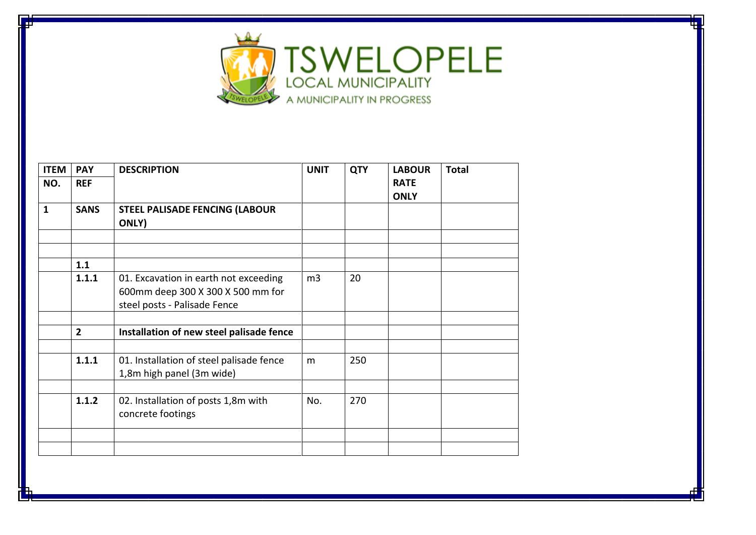TSWELOPELE
LOCAL MUNICIPALITY
A MUNICIPALITY IN PROGRESS

| ITEM NO. | PAY REF | DESCRIPTION | UNIT | QTY | LABOUR RATE ONLY | Total |
|---|---|---|---|---|---|---|
| **1** | **SANS** | **STEEL PALISADE FENCING (LABOUR ONLY)** | | | | |
| | | | | | | |
| | | | | | | |
| | **1.1** | | | | | |
| | **1.1.1** | 01. Excavation in earth not exceeding 600mm deep 300 X 300 X 500 mm for steel posts - Palisade Fence | m3 | 20 | | |
| | | | | | | |
| | **2** | **Installation of new steel palisade fence** | | | | |
| | | | | | | |
| | **1.1.1** | 01. Installation of steel palisade fence 1,8m high panel (3m wide) | m | 250 | | |
| | | | | | | |
| | **1.1.2** | 02. Installation of posts 1,8m with concrete footings | No. | 270 | | |
| | | | | | | |
| | | | | | | |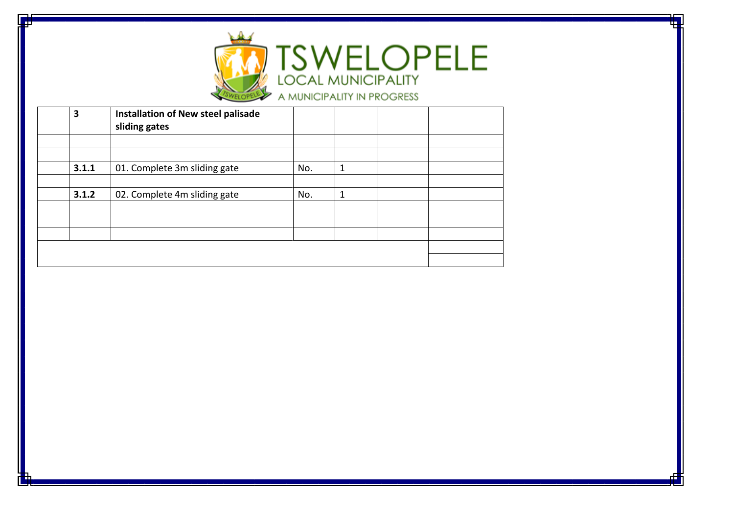TSWELOPELE
LOCAL MUNICIPALITY
A MUNICIPALITY IN PROGRESS

| | | | | | | |
|---|---|---|---|---|---|---|
| | **3** | **Installation of New steel palisade sliding gates** | | | | |
| | | | | | | |
| | | | | | | |
| | **3.1.1** | 01. Complete 3m sliding gate | No. | 1 | | |
| | | | | | | |
| | **3.1.2** | 02. Complete 4m sliding gate | No. | 1 | | |
| | | | | | | |
| | | | | | | |
| | | | | | | |
| | | | | | | |
| | | | | | | |